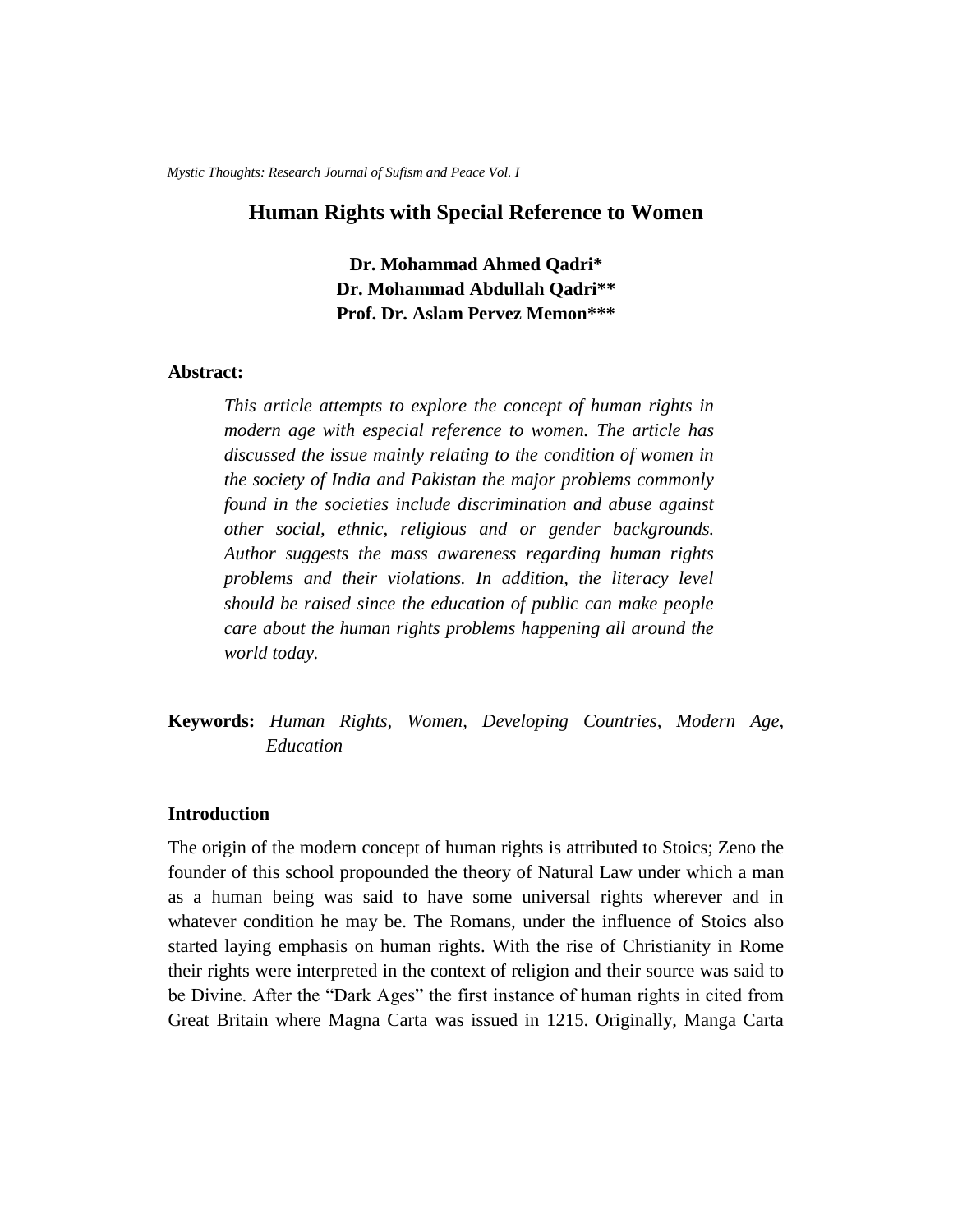# Human Rights with Special Reference to Women

**Dr. Mohammad Ahmed Qadri***
**Dr. Mohammad Abdullah Qadri****
**Prof. Dr. Aslam Pervez Memon*****

**Abstract:**

*This article attempts to explore the concept of human rights in modern age with especial reference to women. The article has discussed the issue mainly relating to the condition of women in the society of India and Pakistan the major problems commonly found in the societies include discrimination and abuse against other social, ethnic, religious and or gender backgrounds. Author suggests the mass awareness regarding human rights problems and their violations. In addition, the literacy level should be raised since the education of public can make people care about the human rights problems happening all around the world today.*

**Keywords:** *Human Rights, Women, Developing Countries, Modern Age, Education*

## Introduction

The origin of the modern concept of human rights is attributed to Stoics; Zeno the founder of this school propounded the theory of Natural Law under which a man as a human being was said to have some universal rights wherever and in whatever condition he may be. The Romans, under the influence of Stoics also started laying emphasis on human rights. With the rise of Christianity in Rome their rights were interpreted in the context of religion and their source was said to be Divine. After the "Dark Ages" the first instance of human rights in cited from Great Britain where Magna Carta was issued in 1215. Originally, Manga Carta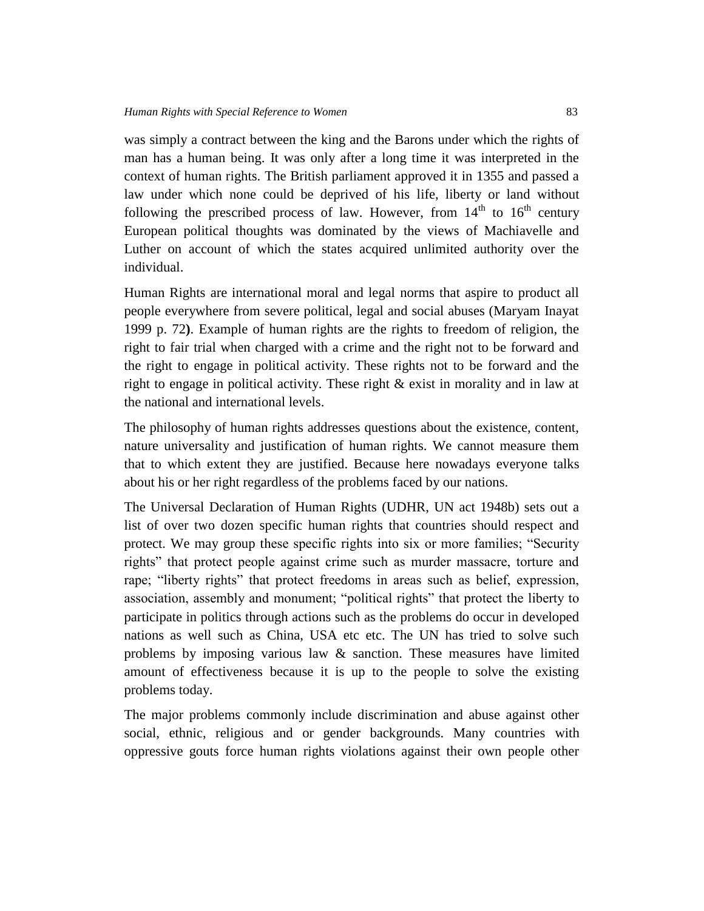was simply a contract between the king and the Barons under which the rights of man has a human being. It was only after a long time it was interpreted in the context of human rights. The British parliament approved it in 1355 and passed a law under which none could be deprived of his life, liberty or land without following the prescribed process of law. However, from 14th to 16th century European political thoughts was dominated by the views of Machiavelle and Luther on account of which the states acquired unlimited authority over the individual.

Human Rights are international moral and legal norms that aspire to product all people everywhere from severe political, legal and social abuses (Maryam Inayat 1999 p. 72**)**. Example of human rights are the rights to freedom of religion, the right to fair trial when charged with a crime and the right not to be forward and the right to engage in political activity. These rights not to be forward and the right to engage in political activity. These right & exist in morality and in law at the national and international levels.

The philosophy of human rights addresses questions about the existence, content, nature universality and justification of human rights. We cannot measure them that to which extent they are justified. Because here nowadays everyone talks about his or her right regardless of the problems faced by our nations.

The Universal Declaration of Human Rights (UDHR, UN act 1948b) sets out a list of over two dozen specific human rights that countries should respect and protect. We may group these specific rights into six or more families; "Security rights" that protect people against crime such as murder massacre, torture and rape; "liberty rights" that protect freedoms in areas such as belief, expression, association, assembly and monument; "political rights" that protect the liberty to participate in politics through actions such as the problems do occur in developed nations as well such as China, USA etc etc. The UN has tried to solve such problems by imposing various law & sanction. These measures have limited amount of effectiveness because it is up to the people to solve the existing problems today.

The major problems commonly include discrimination and abuse against other social, ethnic, religious and or gender backgrounds. Many countries with oppressive gouts force human rights violations against their own people other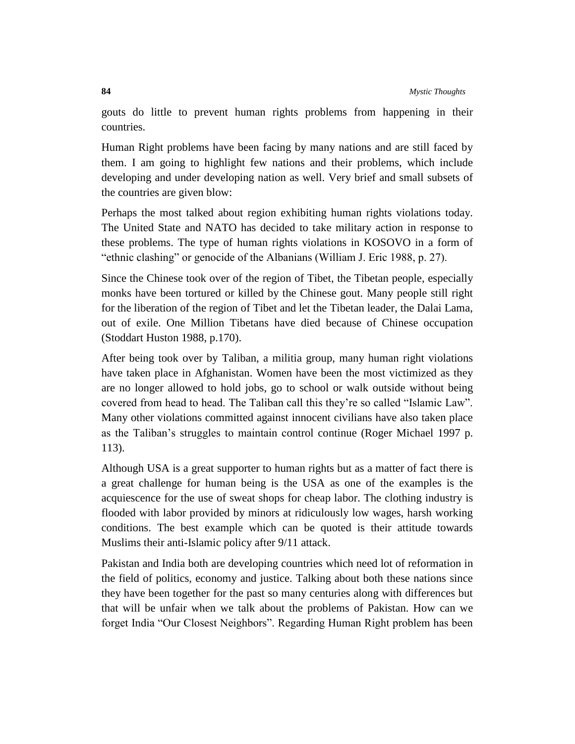gouts do little to prevent human rights problems from happening in their countries.

Human Right problems have been facing by many nations and are still faced by them. I am going to highlight few nations and their problems, which include developing and under developing nation as well. Very brief and small subsets of the countries are given blow:

Perhaps the most talked about region exhibiting human rights violations today. The United State and NATO has decided to take military action in response to these problems. The type of human rights violations in KOSOVO in a form of "ethnic clashing" or genocide of the Albanians (William J. Eric 1988, p. 27).

Since the Chinese took over of the region of Tibet, the Tibetan people, especially monks have been tortured or killed by the Chinese gout. Many people still right for the liberation of the region of Tibet and let the Tibetan leader, the Dalai Lama, out of exile. One Million Tibetans have died because of Chinese occupation (Stoddart Huston 1988, p.170).

After being took over by Taliban, a militia group, many human right violations have taken place in Afghanistan. Women have been the most victimized as they are no longer allowed to hold jobs, go to school or walk outside without being covered from head to head. The Taliban call this they're so called "Islamic Law". Many other violations committed against innocent civilians have also taken place as the Taliban's struggles to maintain control continue (Roger Michael 1997 p. 113).

Although USA is a great supporter to human rights but as a matter of fact there is a great challenge for human being is the USA as one of the examples is the acquiescence for the use of sweat shops for cheap labor. The clothing industry is flooded with labor provided by minors at ridiculously low wages, harsh working conditions. The best example which can be quoted is their attitude towards Muslims their anti-Islamic policy after 9/11 attack.

Pakistan and India both are developing countries which need lot of reformation in the field of politics, economy and justice. Talking about both these nations since they have been together for the past so many centuries along with differences but that will be unfair when we talk about the problems of Pakistan. How can we forget India "Our Closest Neighbors". Regarding Human Right problem has been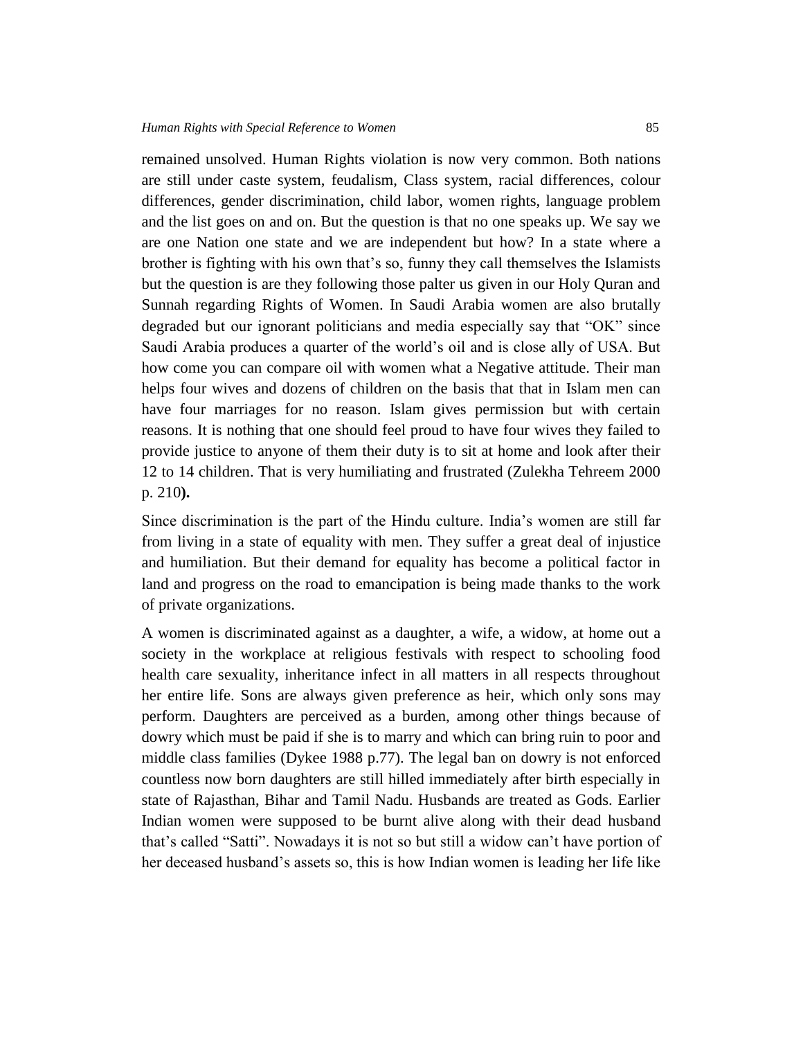remained unsolved. Human Rights violation is now very common. Both nations are still under caste system, feudalism, Class system, racial differences, colour differences, gender discrimination, child labor, women rights, language problem and the list goes on and on. But the question is that no one speaks up. We say we are one Nation one state and we are independent but how? In a state where a brother is fighting with his own that's so, funny they call themselves the Islamists but the question is are they following those palter us given in our Holy Quran and Sunnah regarding Rights of Women. In Saudi Arabia women are also brutally degraded but our ignorant politicians and media especially say that "OK" since Saudi Arabia produces a quarter of the world's oil and is close ally of USA. But how come you can compare oil with women what a Negative attitude. Their man helps four wives and dozens of children on the basis that that in Islam men can have four marriages for no reason. Islam gives permission but with certain reasons. It is nothing that one should feel proud to have four wives they failed to provide justice to anyone of them their duty is to sit at home and look after their 12 to 14 children. That is very humiliating and frustrated (Zulekha Tehreem 2000 p. 210**).**

Since discrimination is the part of the Hindu culture. India's women are still far from living in a state of equality with men. They suffer a great deal of injustice and humiliation. But their demand for equality has become a political factor in land and progress on the road to emancipation is being made thanks to the work of private organizations.

A women is discriminated against as a daughter, a wife, a widow, at home out a society in the workplace at religious festivals with respect to schooling food health care sexuality, inheritance infect in all matters in all respects throughout her entire life. Sons are always given preference as heir, which only sons may perform. Daughters are perceived as a burden, among other things because of dowry which must be paid if she is to marry and which can bring ruin to poor and middle class families (Dykee 1988 p.77). The legal ban on dowry is not enforced countless now born daughters are still hilled immediately after birth especially in state of Rajasthan, Bihar and Tamil Nadu. Husbands are treated as Gods. Earlier Indian women were supposed to be burnt alive along with their dead husband that's called "Satti". Nowadays it is not so but still a widow can't have portion of her deceased husband's assets so, this is how Indian women is leading her life like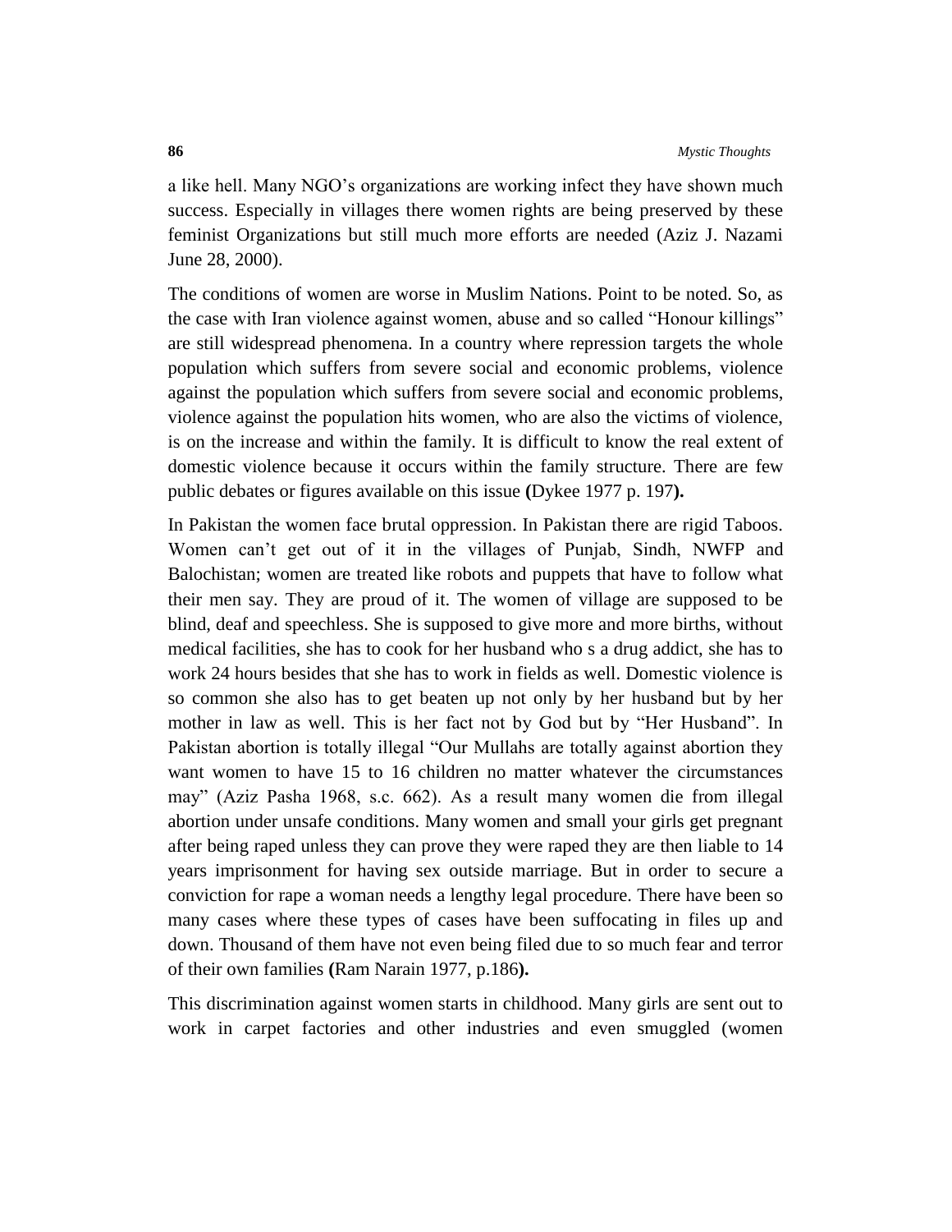a like hell. Many NGO's organizations are working infect they have shown much success. Especially in villages there women rights are being preserved by these feminist Organizations but still much more efforts are needed (Aziz J. Nazami June 28, 2000).

The conditions of women are worse in Muslim Nations. Point to be noted. So, as the case with Iran violence against women, abuse and so called "Honour killings" are still widespread phenomena. In a country where repression targets the whole population which suffers from severe social and economic problems, violence against the population which suffers from severe social and economic problems, violence against the population hits women, who are also the victims of violence, is on the increase and within the family. It is difficult to know the real extent of domestic violence because it occurs within the family structure. There are few public debates or figures available on this issue **(**Dykee 1977 p. 197**).**

In Pakistan the women face brutal oppression. In Pakistan there are rigid Taboos. Women can't get out of it in the villages of Punjab, Sindh, NWFP and Balochistan; women are treated like robots and puppets that have to follow what their men say. They are proud of it. The women of village are supposed to be blind, deaf and speechless. She is supposed to give more and more births, without medical facilities, she has to cook for her husband who s a drug addict, she has to work 24 hours besides that she has to work in fields as well. Domestic violence is so common she also has to get beaten up not only by her husband but by her mother in law as well. This is her fact not by God but by "Her Husband". In Pakistan abortion is totally illegal "Our Mullahs are totally against abortion they want women to have 15 to 16 children no matter whatever the circumstances may" (Aziz Pasha 1968, s.c. 662). As a result many women die from illegal abortion under unsafe conditions. Many women and small your girls get pregnant after being raped unless they can prove they were raped they are then liable to 14 years imprisonment for having sex outside marriage. But in order to secure a conviction for rape a woman needs a lengthy legal procedure. There have been so many cases where these types of cases have been suffocating in files up and down. Thousand of them have not even being filed due to so much fear and terror of their own families **(**Ram Narain 1977, p.186**).**

This discrimination against women starts in childhood. Many girls are sent out to work in carpet factories and other industries and even smuggled (women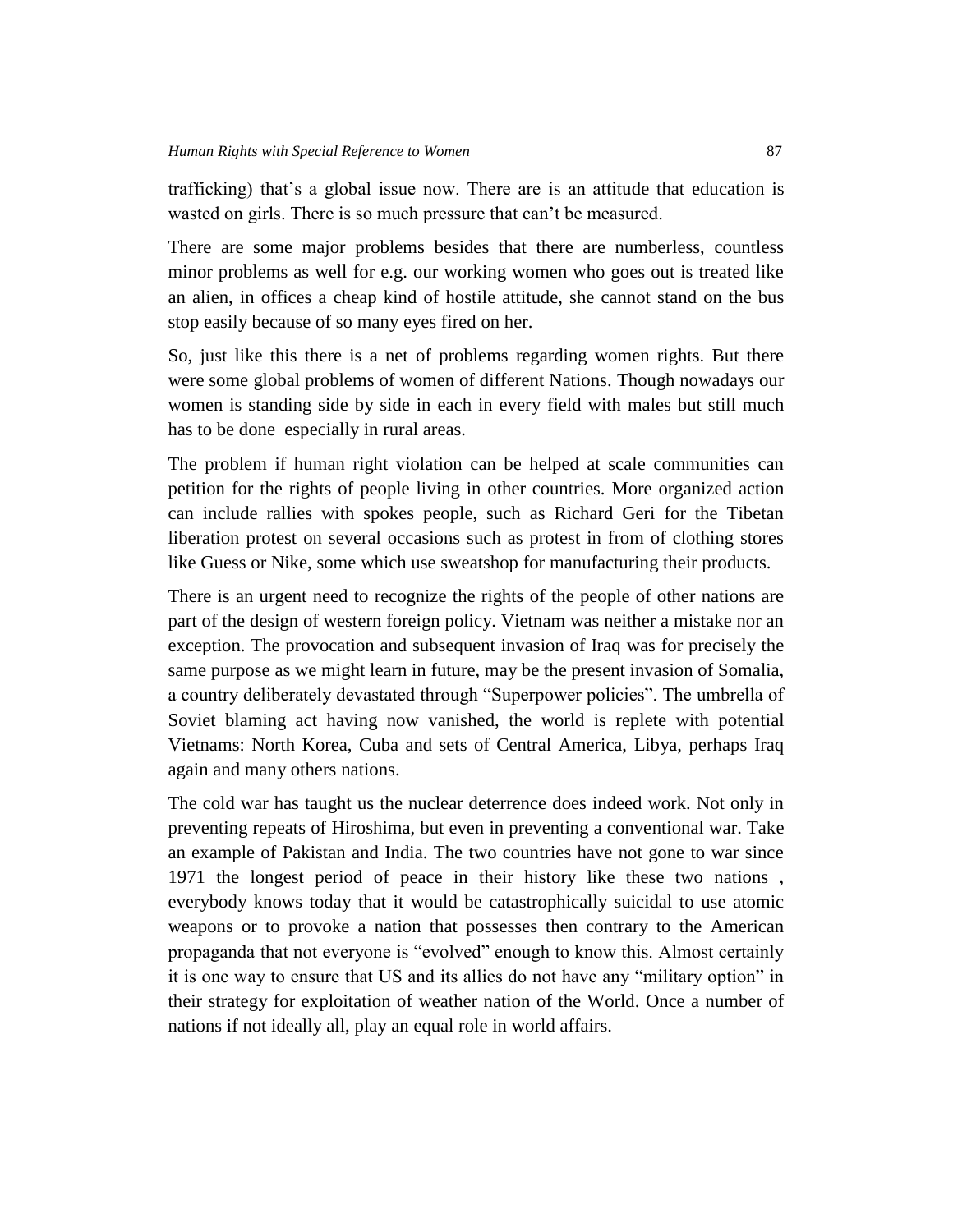trafficking) that's a global issue now. There are is an attitude that education is wasted on girls. There is so much pressure that can't be measured.

There are some major problems besides that there are numberless, countless minor problems as well for e.g. our working women who goes out is treated like an alien, in offices a cheap kind of hostile attitude, she cannot stand on the bus stop easily because of so many eyes fired on her.

So, just like this there is a net of problems regarding women rights. But there were some global problems of women of different Nations. Though nowadays our women is standing side by side in each in every field with males but still much has to be done especially in rural areas.

The problem if human right violation can be helped at scale communities can petition for the rights of people living in other countries. More organized action can include rallies with spokes people, such as Richard Geri for the Tibetan liberation protest on several occasions such as protest in from of clothing stores like Guess or Nike, some which use sweatshop for manufacturing their products.

There is an urgent need to recognize the rights of the people of other nations are part of the design of western foreign policy. Vietnam was neither a mistake nor an exception. The provocation and subsequent invasion of Iraq was for precisely the same purpose as we might learn in future, may be the present invasion of Somalia, a country deliberately devastated through "Superpower policies". The umbrella of Soviet blaming act having now vanished, the world is replete with potential Vietnams: North Korea, Cuba and sets of Central America, Libya, perhaps Iraq again and many others nations.

The cold war has taught us the nuclear deterrence does indeed work. Not only in preventing repeats of Hiroshima, but even in preventing a conventional war. Take an example of Pakistan and India. The two countries have not gone to war since 1971 the longest period of peace in their history like these two nations , everybody knows today that it would be catastrophically suicidal to use atomic weapons or to provoke a nation that possesses then contrary to the American propaganda that not everyone is "evolved" enough to know this. Almost certainly it is one way to ensure that US and its allies do not have any "military option" in their strategy for exploitation of weather nation of the World. Once a number of nations if not ideally all, play an equal role in world affairs.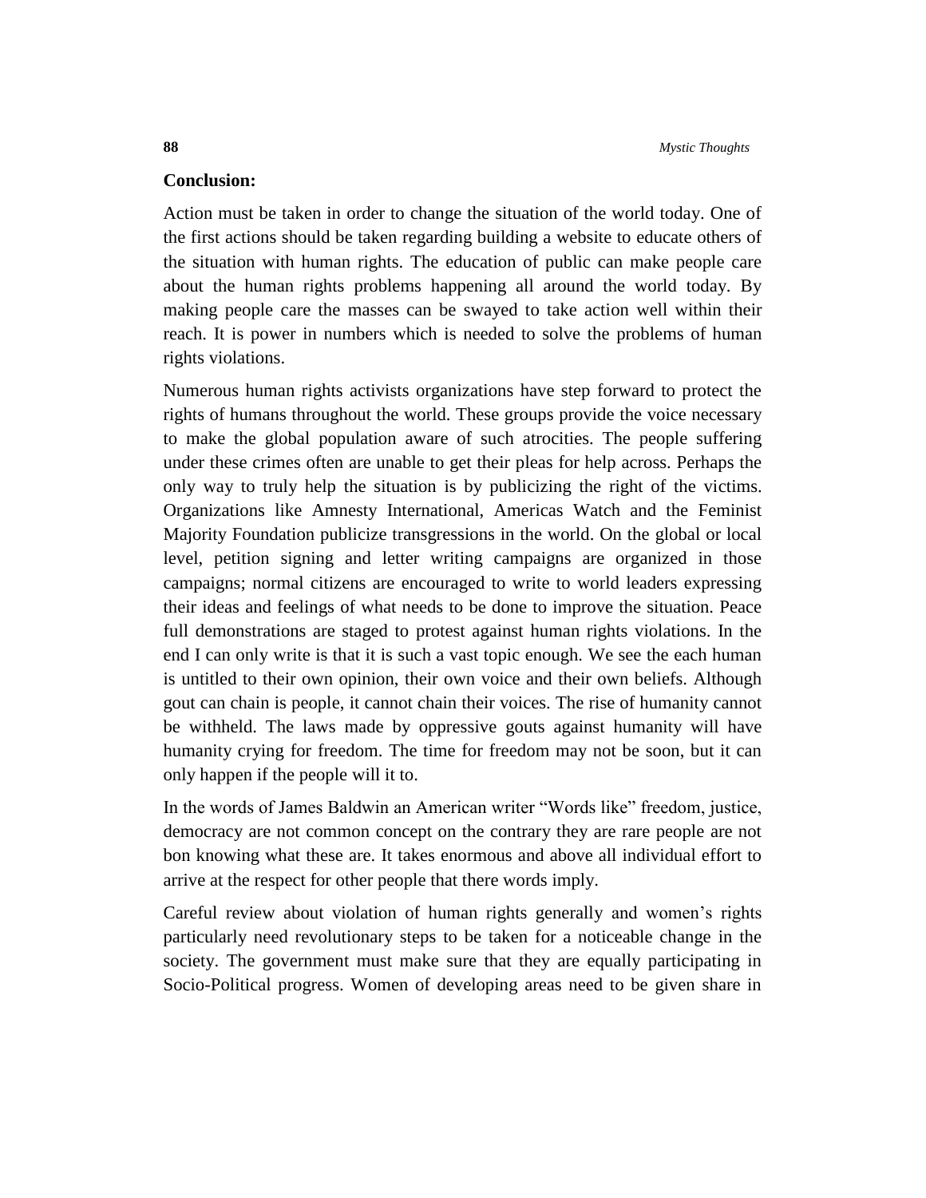**Conclusion:**

Action must be taken in order to change the situation of the world today. One of the first actions should be taken regarding building a website to educate others of the situation with human rights. The education of public can make people care about the human rights problems happening all around the world today. By making people care the masses can be swayed to take action well within their reach. It is power in numbers which is needed to solve the problems of human rights violations.

Numerous human rights activists organizations have step forward to protect the rights of humans throughout the world. These groups provide the voice necessary to make the global population aware of such atrocities. The people suffering under these crimes often are unable to get their pleas for help across. Perhaps the only way to truly help the situation is by publicizing the right of the victims. Organizations like Amnesty International, Americas Watch and the Feminist Majority Foundation publicize transgressions in the world. On the global or local level, petition signing and letter writing campaigns are organized in those campaigns; normal citizens are encouraged to write to world leaders expressing their ideas and feelings of what needs to be done to improve the situation. Peace full demonstrations are staged to protest against human rights violations. In the end I can only write is that it is such a vast topic enough. We see the each human is untitled to their own opinion, their own voice and their own beliefs. Although gout can chain is people, it cannot chain their voices. The rise of humanity cannot be withheld. The laws made by oppressive gouts against humanity will have humanity crying for freedom. The time for freedom may not be soon, but it can only happen if the people will it to.

In the words of James Baldwin an American writer "Words like" freedom, justice, democracy are not common concept on the contrary they are rare people are not bon knowing what these are. It takes enormous and above all individual effort to arrive at the respect for other people that there words imply.

Careful review about violation of human rights generally and women's rights particularly need revolutionary steps to be taken for a noticeable change in the society. The government must make sure that they are equally participating in Socio-Political progress. Women of developing areas need to be given share in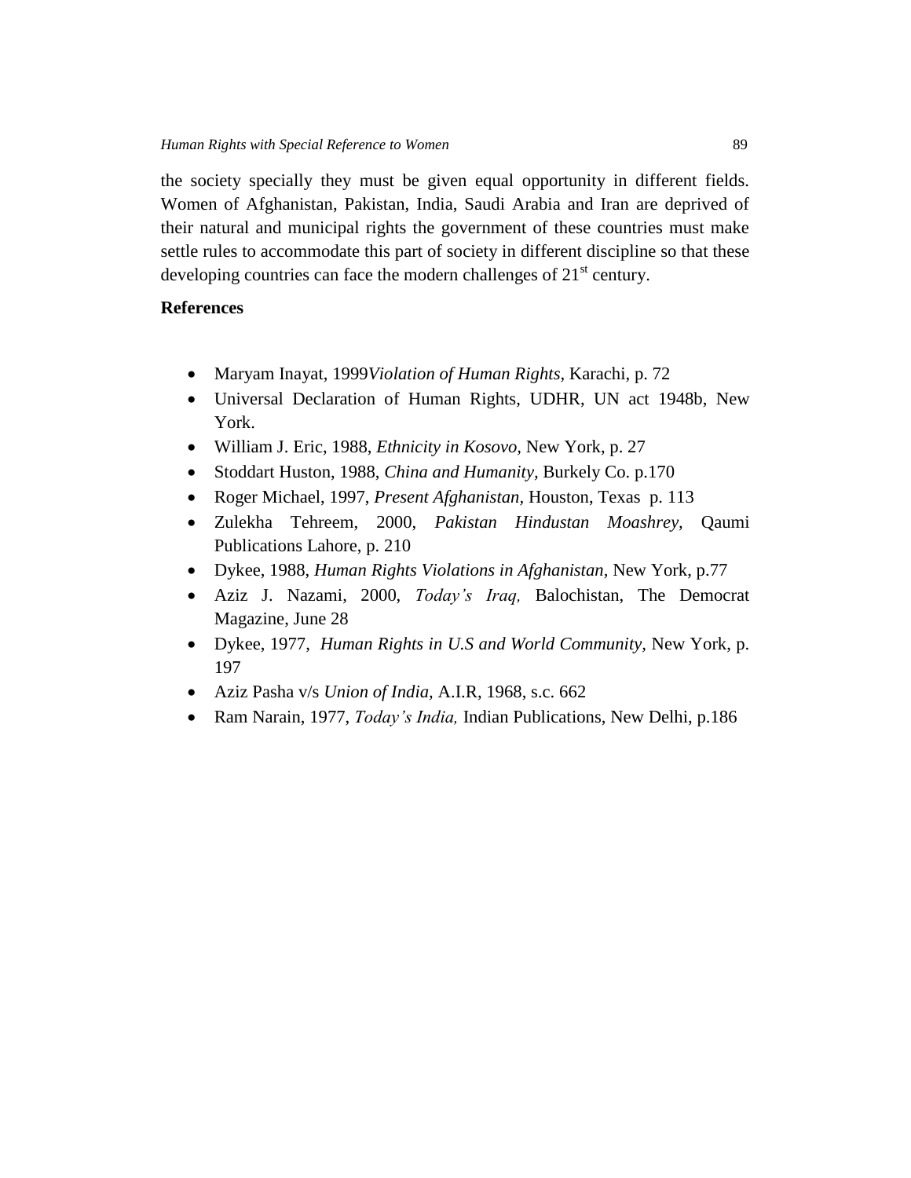the society specially they must be given equal opportunity in different fields. Women of Afghanistan, Pakistan, India, Saudi Arabia and Iran are deprived of their natural and municipal rights the government of these countries must make settle rules to accommodate this part of society in different discipline so that these developing countries can face the modern challenges of 21st century.

**References**

- Maryam Inayat, 1999*Violation of Human Rights,* Karachi, p. 72
- Universal Declaration of Human Rights, UDHR, UN act 1948b, New York.
- William J. Eric, 1988, *Ethnicity in Kosovo,* New York, p. 27
- Stoddart Huston, 1988, *China and Humanity,* Burkely Co. p.170
- Roger Michael, 1997, *Present Afghanistan,* Houston, Texas p. 113
- Zulekha Tehreem, 2000, *Pakistan Hindustan Moashrey,* Qaumi Publications Lahore, p. 210
- Dykee, 1988, *Human Rights Violations in Afghanistan,* New York, p.77
- Aziz J. Nazami, 2000, *Today's Iraq,* Balochistan, The Democrat Magazine, June 28
- Dykee, 1977, *Human Rights in U.S and World Community,* New York, p. 197
- Aziz Pasha v/s *Union of India,* A.I.R, 1968, s.c. 662
- Ram Narain, 1977, *Today's India,* Indian Publications, New Delhi, p.186